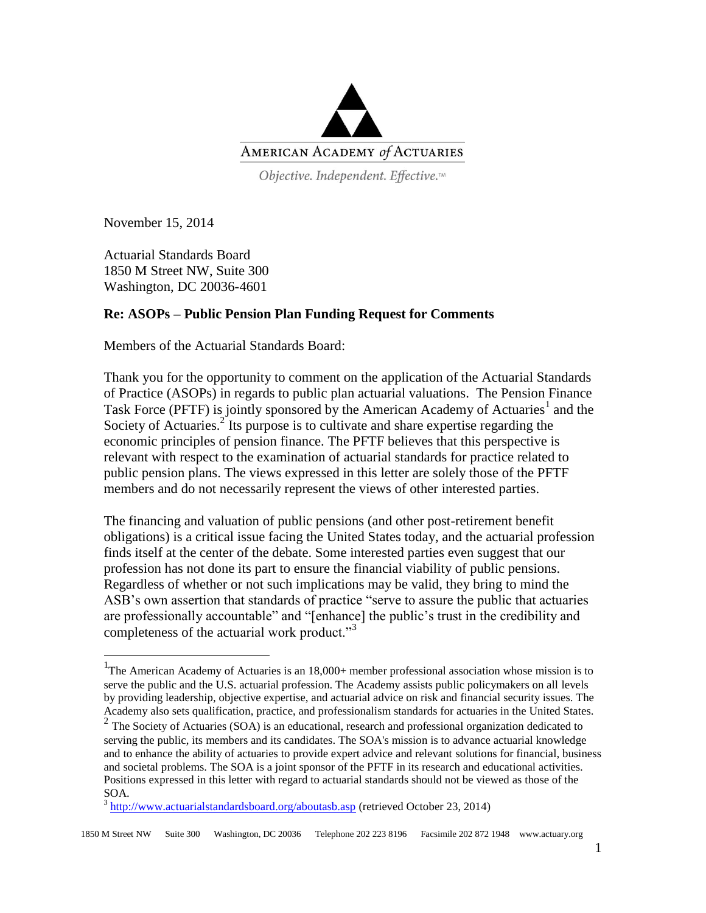AMERICAN ACADEMY *of* ACTUARIES

*Objective. Independent. Effective.*™

November 15, 2014

Actuarial Standards Board
1850 M Street NW, Suite 300
Washington, DC 20036-4601

**Re: ASOPs – Public Pension Plan Funding Request for Comments**

Members of the Actuarial Standards Board:

Thank you for the opportunity to comment on the application of the Actuarial Standards of Practice (ASOPs) in regards to public plan actuarial valuations. The Pension Finance Task Force (PFTF) is jointly sponsored by the American Academy of Actuaries[1] and the Society of Actuaries.[2] Its purpose is to cultivate and share expertise regarding the economic principles of pension finance. The PFTF believes that this perspective is relevant with respect to the examination of actuarial standards for practice related to public pension plans. The views expressed in this letter are solely those of the PFTF members and do not necessarily represent the views of other interested parties.

The financing and valuation of public pensions (and other post-retirement benefit obligations) is a critical issue facing the United States today, and the actuarial profession finds itself at the center of the debate. Some interested parties even suggest that our profession has not done its part to ensure the financial viability of public pensions. Regardless of whether or not such implications may be valid, they bring to mind the ASB's own assertion that standards of practice "serve to assure the public that actuaries are professionally accountable" and "[enhance] the public's trust in the credibility and completeness of the actuarial work product."[3]

---

[1] The American Academy of Actuaries is an 18,000+ member professional association whose mission is to serve the public and the U.S. actuarial profession. The Academy assists public policymakers on all levels by providing leadership, objective expertise, and actuarial advice on risk and financial security issues. The Academy also sets qualification, practice, and professionalism standards for actuaries in the United States.

[2] The Society of Actuaries (SOA) is an educational, research and professional organization dedicated to serving the public, its members and its candidates. The SOA's mission is to advance actuarial knowledge and to enhance the ability of actuaries to provide expert advice and relevant solutions for financial, business and societal problems. The SOA is a joint sponsor of the PFTF in its research and educational activities. Positions expressed in this letter with regard to actuarial standards should not be viewed as those of the SOA.

[3] http://www.actuarialstandardsboard.org/aboutasb.asp (retrieved October 23, 2014)

1850 M Street NW Suite 300 Washington, DC 20036 Telephone 202 223 8196 Facsimile 202 872 1948 www.actuary.org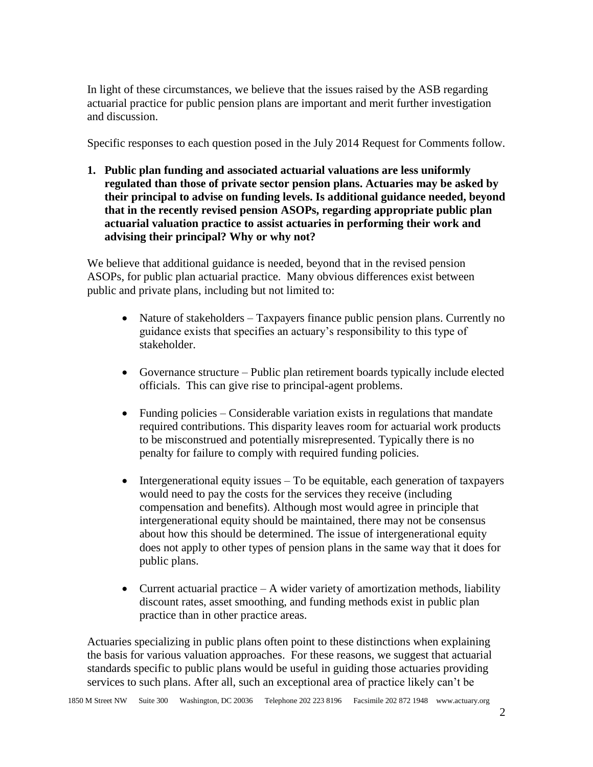In light of these circumstances, we believe that the issues raised by the ASB regarding actuarial practice for public pension plans are important and merit further investigation and discussion.

Specific responses to each question posed in the July 2014 Request for Comments follow.

**1. Public plan funding and associated actuarial valuations are less uniformly regulated than those of private sector pension plans. Actuaries may be asked by their principal to advise on funding levels. Is additional guidance needed, beyond that in the recently revised pension ASOPs, regarding appropriate public plan actuarial valuation practice to assist actuaries in performing their work and advising their principal? Why or why not?**

We believe that additional guidance is needed, beyond that in the revised pension ASOPs, for public plan actuarial practice. Many obvious differences exist between public and private plans, including but not limited to:

- Nature of stakeholders – Taxpayers finance public pension plans. Currently no guidance exists that specifies an actuary's responsibility to this type of stakeholder.

- Governance structure – Public plan retirement boards typically include elected officials. This can give rise to principal-agent problems.

- Funding policies – Considerable variation exists in regulations that mandate required contributions. This disparity leaves room for actuarial work products to be misconstrued and potentially misrepresented. Typically there is no penalty for failure to comply with required funding policies.

- Intergenerational equity issues – To be equitable, each generation of taxpayers would need to pay the costs for the services they receive (including compensation and benefits). Although most would agree in principle that intergenerational equity should be maintained, there may not be consensus about how this should be determined. The issue of intergenerational equity does not apply to other types of pension plans in the same way that it does for public plans.

- Current actuarial practice – A wider variety of amortization methods, liability discount rates, asset smoothing, and funding methods exist in public plan practice than in other practice areas.

Actuaries specializing in public plans often point to these distinctions when explaining the basis for various valuation approaches. For these reasons, we suggest that actuarial standards specific to public plans would be useful in guiding those actuaries providing services to such plans. After all, such an exceptional area of practice likely can't be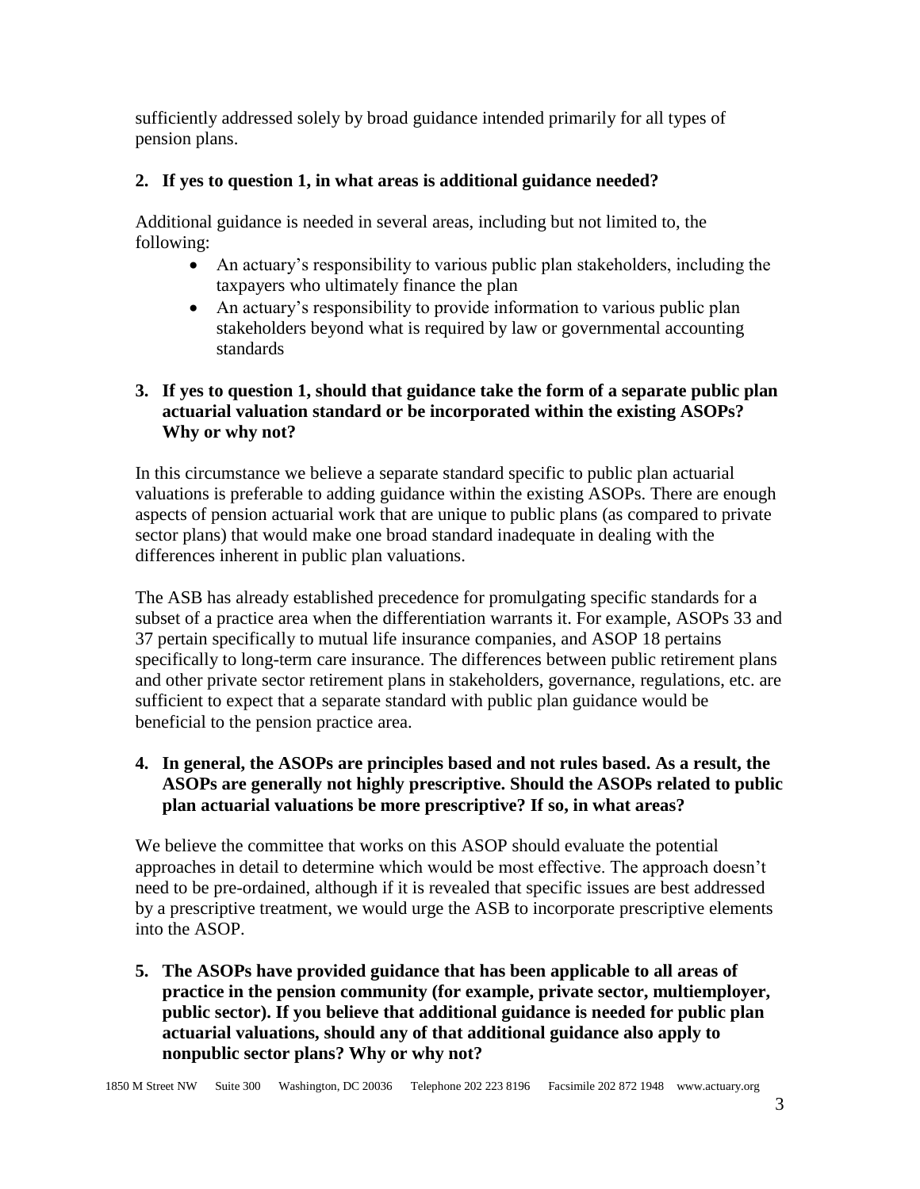sufficiently addressed solely by broad guidance intended primarily for all types of pension plans.

**2. If yes to question 1, in what areas is additional guidance needed?**

Additional guidance is needed in several areas, including but not limited to, the following:

- An actuary's responsibility to various public plan stakeholders, including the taxpayers who ultimately finance the plan
- An actuary's responsibility to provide information to various public plan stakeholders beyond what is required by law or governmental accounting standards

**3. If yes to question 1, should that guidance take the form of a separate public plan actuarial valuation standard or be incorporated within the existing ASOPs? Why or why not?**

In this circumstance we believe a separate standard specific to public plan actuarial valuations is preferable to adding guidance within the existing ASOPs. There are enough aspects of pension actuarial work that are unique to public plans (as compared to private sector plans) that would make one broad standard inadequate in dealing with the differences inherent in public plan valuations.

The ASB has already established precedence for promulgating specific standards for a subset of a practice area when the differentiation warrants it. For example, ASOPs 33 and 37 pertain specifically to mutual life insurance companies, and ASOP 18 pertains specifically to long-term care insurance. The differences between public retirement plans and other private sector retirement plans in stakeholders, governance, regulations, etc. are sufficient to expect that a separate standard with public plan guidance would be beneficial to the pension practice area.

**4. In general, the ASOPs are principles based and not rules based. As a result, the ASOPs are generally not highly prescriptive. Should the ASOPs related to public plan actuarial valuations be more prescriptive? If so, in what areas?**

We believe the committee that works on this ASOP should evaluate the potential approaches in detail to determine which would be most effective. The approach doesn't need to be pre-ordained, although if it is revealed that specific issues are best addressed by a prescriptive treatment, we would urge the ASB to incorporate prescriptive elements into the ASOP.

**5. The ASOPs have provided guidance that has been applicable to all areas of practice in the pension community (for example, private sector, multiemployer, public sector). If you believe that additional guidance is needed for public plan actuarial valuations, should any of that additional guidance also apply to nonpublic sector plans? Why or why not?**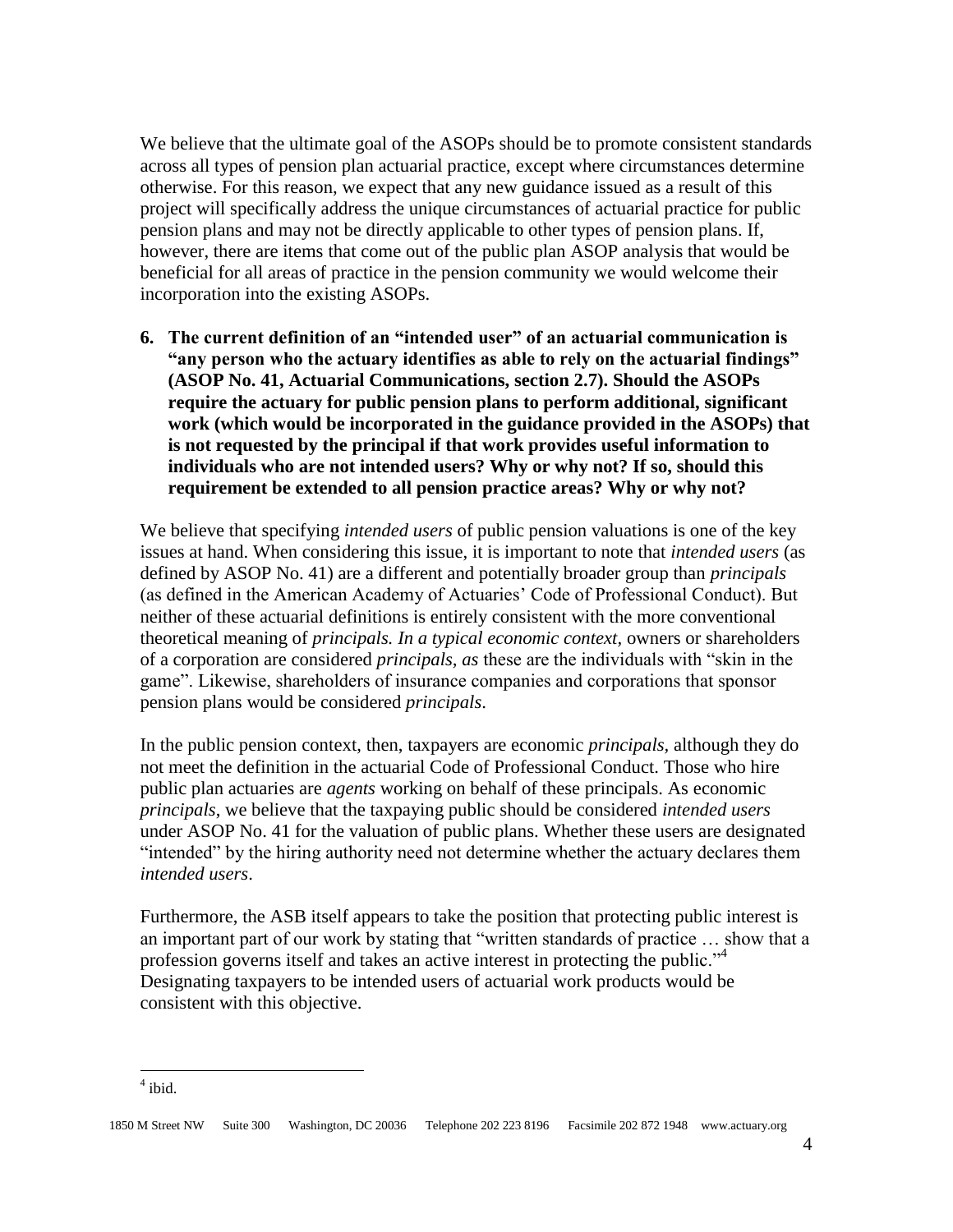We believe that the ultimate goal of the ASOPs should be to promote consistent standards across all types of pension plan actuarial practice, except where circumstances determine otherwise. For this reason, we expect that any new guidance issued as a result of this project will specifically address the unique circumstances of actuarial practice for public pension plans and may not be directly applicable to other types of pension plans. If, however, there are items that come out of the public plan ASOP analysis that would be beneficial for all areas of practice in the pension community we would welcome their incorporation into the existing ASOPs.

**6. The current definition of an "intended user" of an actuarial communication is "any person who the actuary identifies as able to rely on the actuarial findings" (ASOP No. 41, Actuarial Communications, section 2.7). Should the ASOPs require the actuary for public pension plans to perform additional, significant work (which would be incorporated in the guidance provided in the ASOPs) that is not requested by the principal if that work provides useful information to individuals who are not intended users? Why or why not? If so, should this requirement be extended to all pension practice areas? Why or why not?**

We believe that specifying *intended users* of public pension valuations is one of the key issues at hand. When considering this issue, it is important to note that *intended users* (as defined by ASOP No. 41) are a different and potentially broader group than *principals* (as defined in the American Academy of Actuaries' Code of Professional Conduct). But neither of these actuarial definitions is entirely consistent with the more conventional theoretical meaning of *principals. In a typical economic context*, owners or shareholders of a corporation are considered *principals, as* these are the individuals with "skin in the game". Likewise, shareholders of insurance companies and corporations that sponsor pension plans would be considered *principals*.

In the public pension context, then, taxpayers are economic *principals*, although they do not meet the definition in the actuarial Code of Professional Conduct. Those who hire public plan actuaries are *agents* working on behalf of these principals. As economic *principals*, we believe that the taxpaying public should be considered *intended users* under ASOP No. 41 for the valuation of public plans. Whether these users are designated "intended" by the hiring authority need not determine whether the actuary declares them *intended users*.

Furthermore, the ASB itself appears to take the position that protecting public interest is an important part of our work by stating that "written standards of practice … show that a profession governs itself and takes an active interest in protecting the public."[4] Designating taxpayers to be intended users of actuarial work products would be consistent with this objective.

[4] ibid.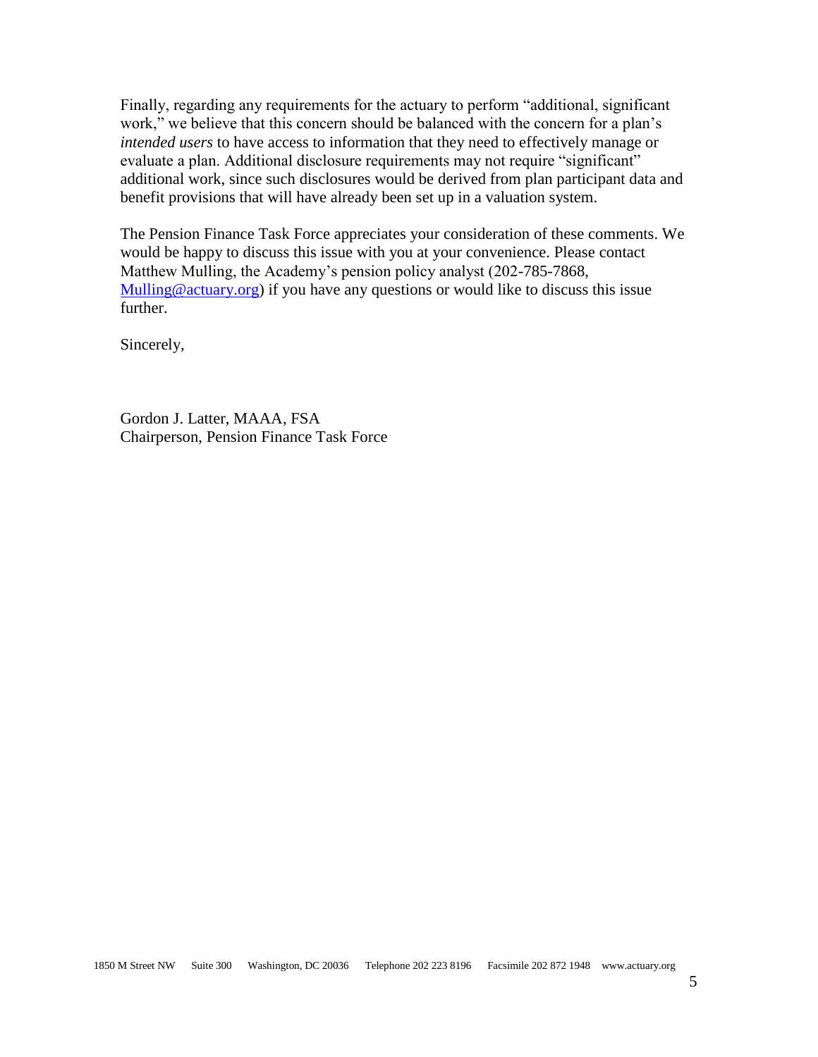Finally, regarding any requirements for the actuary to perform "additional, significant work," we believe that this concern should be balanced with the concern for a plan's *intended users* to have access to information that they need to effectively manage or evaluate a plan. Additional disclosure requirements may not require "significant" additional work, since such disclosures would be derived from plan participant data and benefit provisions that will have already been set up in a valuation system.

The Pension Finance Task Force appreciates your consideration of these comments. We would be happy to discuss this issue with you at your convenience. Please contact Matthew Mulling, the Academy's pension policy analyst (202-785-7868, Mulling@actuary.org) if you have any questions or would like to discuss this issue further.

Sincerely,

Gordon J. Latter, MAAA, FSA
Chairperson, Pension Finance Task Force